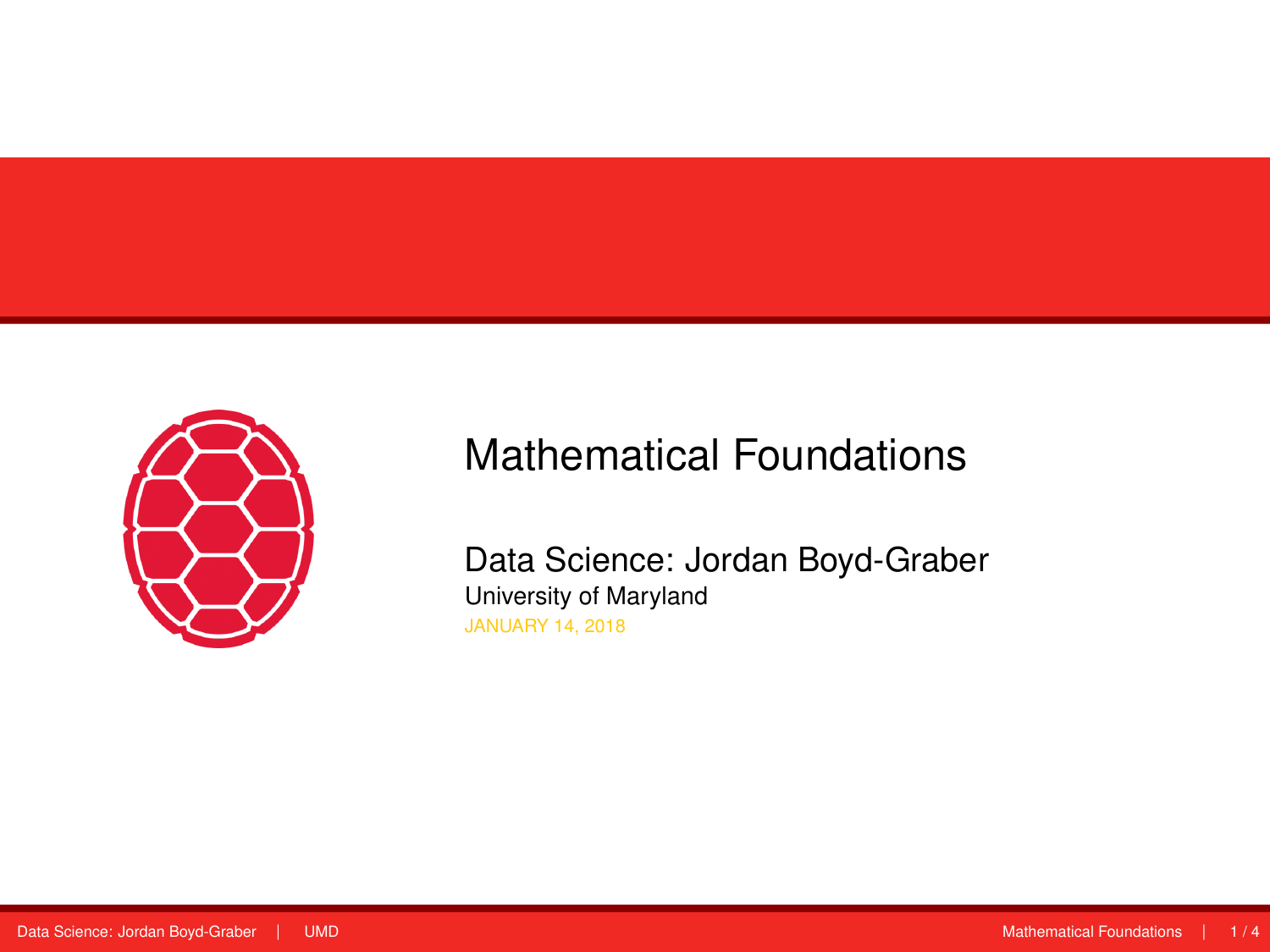# Mathematical Foundations

Data Science: Jordan Boyd-Graber

University of Maryland

JANUARY 14, 2018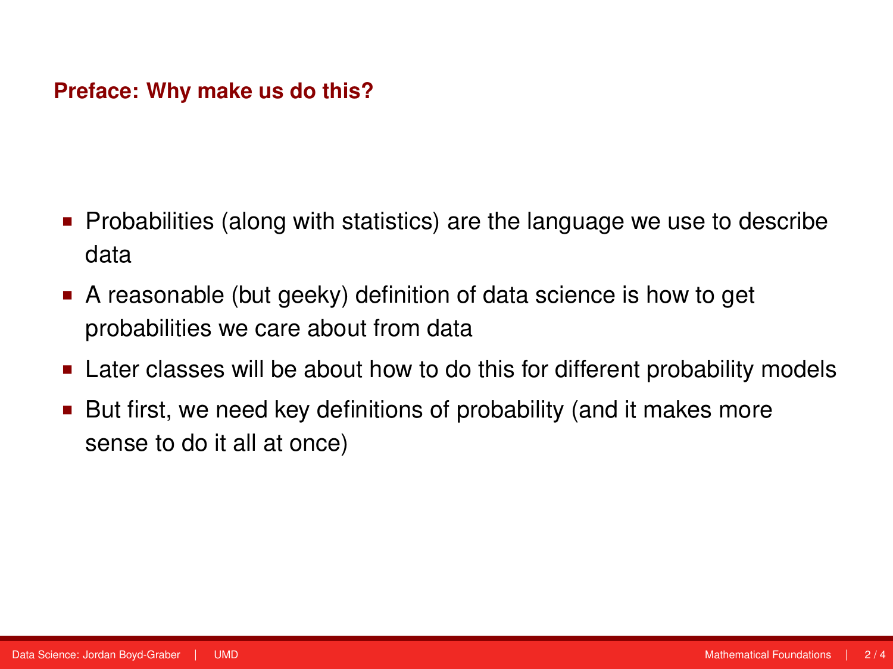## Preface: Why make us do this?

- Probabilities (along with statistics) are the language we use to describe data
- A reasonable (but geeky) definition of data science is how to get probabilities we care about from data
- Later classes will be about how to do this for different probability models
- But first, we need key definitions of probability (and it makes more sense to do it all at once)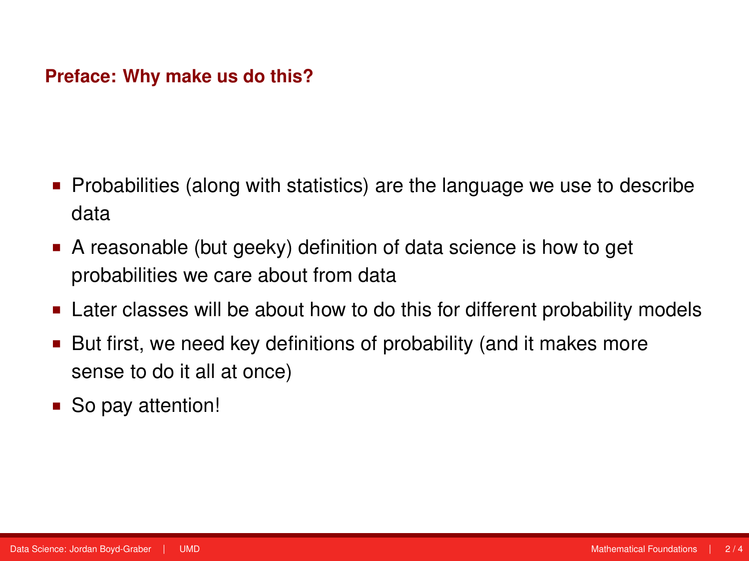## Preface: Why make us do this?

- Probabilities (along with statistics) are the language we use to describe data
- A reasonable (but geeky) definition of data science is how to get probabilities we care about from data
- Later classes will be about how to do this for different probability models
- But first, we need key definitions of probability (and it makes more sense to do it all at once)
- So pay attention!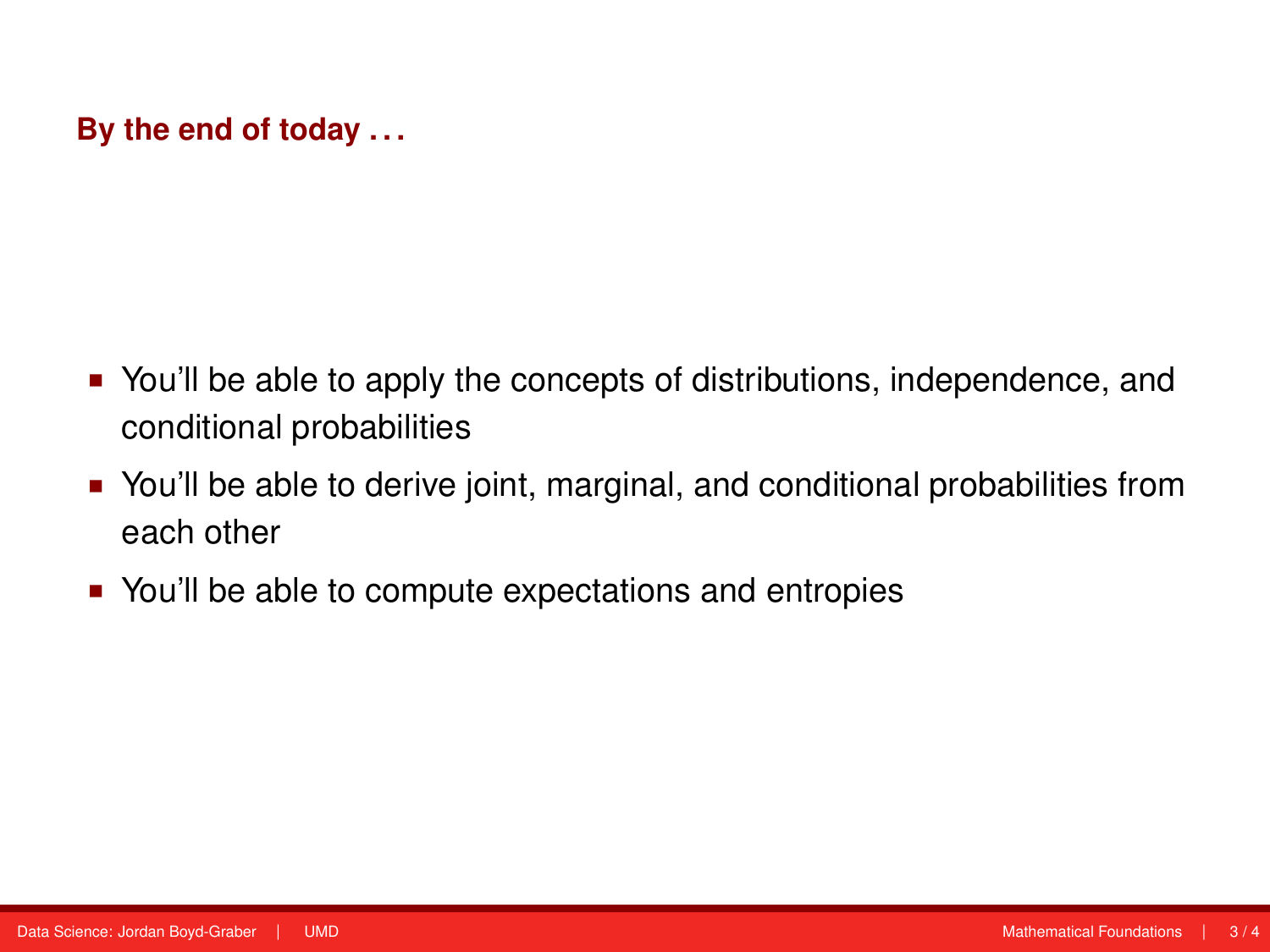## By the end of today . . .

- You'll be able to apply the concepts of distributions, independence, and conditional probabilities
- You'll be able to derive joint, marginal, and conditional probabilities from each other
- You'll be able to compute expectations and entropies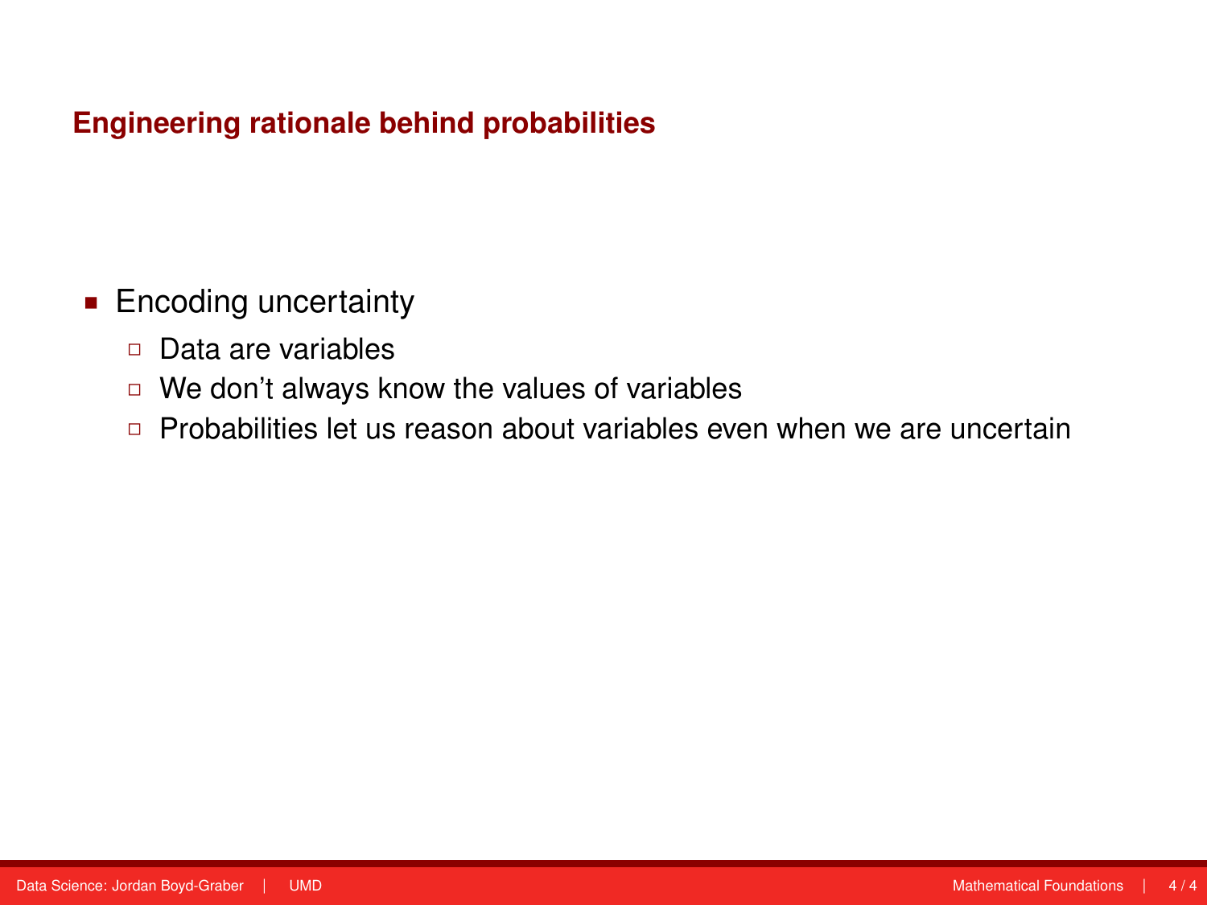## Engineering rationale behind probabilities

- Encoding uncertainty
  - Data are variables
  - We don't always know the values of variables
  - Probabilities let us reason about variables even when we are uncertain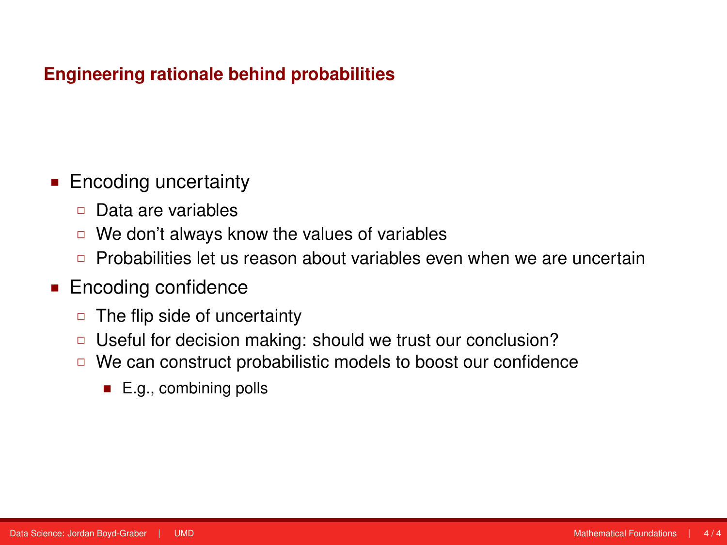## Engineering rationale behind probabilities

- Encoding uncertainty
  - Data are variables
  - We don't always know the values of variables
  - Probabilities let us reason about variables even when we are uncertain
- Encoding confidence
  - The flip side of uncertainty
  - Useful for decision making: should we trust our conclusion?
  - We can construct probabilistic models to boost our confidence
    - E.g., combining polls